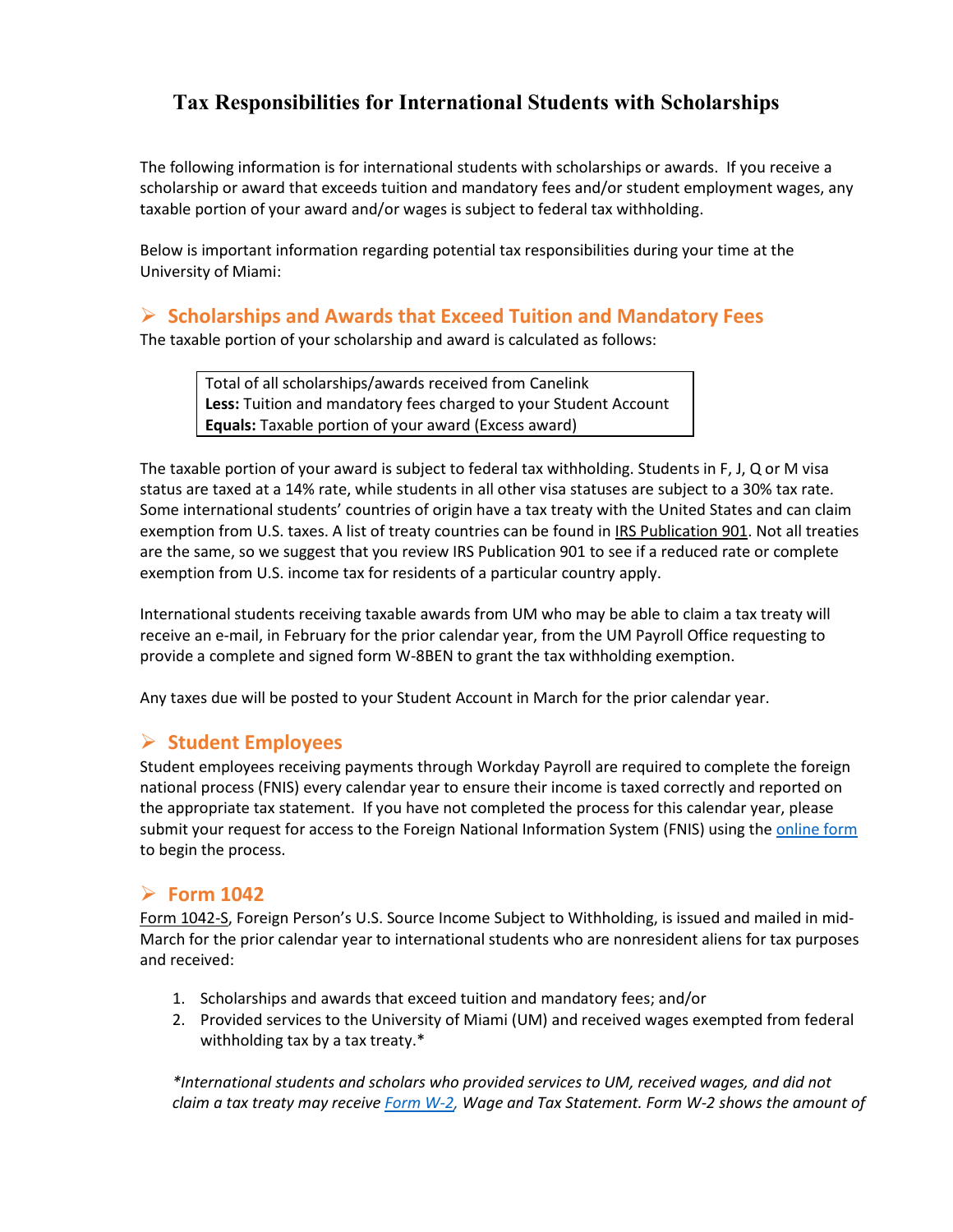# Tax Responsibilities for International Students with Scholarships

The following information is for international students with scholarships or awards. If you receive a scholarship or award that exceeds tuition and mandatory fees and/or student employment wages, any taxable portion of your award and/or wages is subject to federal tax withholding.

Below is important information regarding potential tax responsibilities during your time at the University of Miami:

## Scholarships and Awards that Exceed Tuition and Mandatory Fees

The taxable portion of your scholarship and award is calculated as follows:

| Total of all scholarships/awards received from Canelink |
|---|
| **Less:** Tuition and mandatory fees charged to your Student Account |
| **Equals:** Taxable portion of your award (Excess award) |

The taxable portion of your award is subject to federal tax withholding. Students in F, J, Q or M visa status are taxed at a 14% rate, while students in all other visa statuses are subject to a 30% tax rate. Some international students' countries of origin have a tax treaty with the United States and can claim exemption from U.S. taxes. A list of treaty countries can be found in IRS Publication 901. Not all treaties are the same, so we suggest that you review IRS Publication 901 to see if a reduced rate or complete exemption from U.S. income tax for residents of a particular country apply.

International students receiving taxable awards from UM who may be able to claim a tax treaty will receive an e-mail, in February for the prior calendar year, from the UM Payroll Office requesting to provide a complete and signed form W-8BEN to grant the tax withholding exemption.

Any taxes due will be posted to your Student Account in March for the prior calendar year.

## Student Employees

Student employees receiving payments through Workday Payroll are required to complete the foreign national process (FNIS) every calendar year to ensure their income is taxed correctly and reported on the appropriate tax statement. If you have not completed the process for this calendar year, please submit your request for access to the Foreign National Information System (FNIS) using the online form to begin the process.

## Form 1042

Form 1042-S, Foreign Person's U.S. Source Income Subject to Withholding, is issued and mailed in mid-March for the prior calendar year to international students who are nonresident aliens for tax purposes and received:

1. Scholarships and awards that exceed tuition and mandatory fees; and/or
2. Provided services to the University of Miami (UM) and received wages exempted from federal withholding tax by a tax treaty.*

*\*International students and scholars who provided services to UM, received wages, and did not claim a tax treaty may receive Form W-2, Wage and Tax Statement. Form W-2 shows the amount of*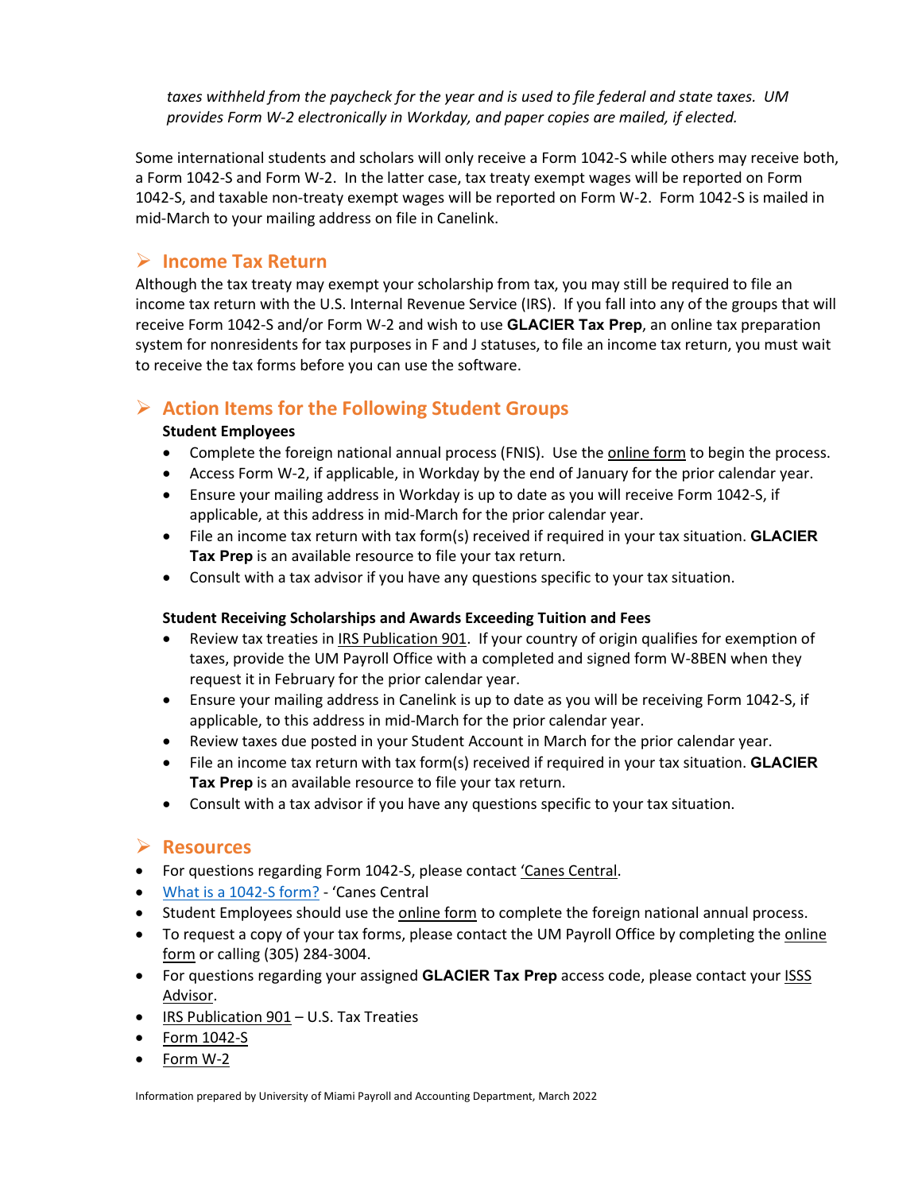*taxes withheld from the paycheck for the year and is used to file federal and state taxes. UM provides Form W-2 electronically in Workday, and paper copies are mailed, if elected.*

Some international students and scholars will only receive a Form 1042-S while others may receive both, a Form 1042-S and Form W-2. In the latter case, tax treaty exempt wages will be reported on Form 1042-S, and taxable non-treaty exempt wages will be reported on Form W-2. Form 1042-S is mailed in mid-March to your mailing address on file in Canelink.

## ➢ Income Tax Return

Although the tax treaty may exempt your scholarship from tax, you may still be required to file an income tax return with the U.S. Internal Revenue Service (IRS). If you fall into any of the groups that will receive Form 1042-S and/or Form W-2 and wish to use **GLACIER Tax Prep**, an online tax preparation system for nonresidents for tax purposes in F and J statuses, to file an income tax return, you must wait to receive the tax forms before you can use the software.

## ➢ Action Items for the Following Student Groups

**Student Employees**

- Complete the foreign national annual process (FNIS). Use the online form to begin the process.
- Access Form W-2, if applicable, in Workday by the end of January for the prior calendar year.
- Ensure your mailing address in Workday is up to date as you will receive Form 1042-S, if applicable, at this address in mid-March for the prior calendar year.
- File an income tax return with tax form(s) received if required in your tax situation. **GLACIER Tax Prep** is an available resource to file your tax return.
- Consult with a tax advisor if you have any questions specific to your tax situation.

**Student Receiving Scholarships and Awards Exceeding Tuition and Fees**

- Review tax treaties in IRS Publication 901. If your country of origin qualifies for exemption of taxes, provide the UM Payroll Office with a completed and signed form W-8BEN when they request it in February for the prior calendar year.
- Ensure your mailing address in Canelink is up to date as you will be receiving Form 1042-S, if applicable, to this address in mid-March for the prior calendar year.
- Review taxes due posted in your Student Account in March for the prior calendar year.
- File an income tax return with tax form(s) received if required in your tax situation. **GLACIER Tax Prep** is an available resource to file your tax return.
- Consult with a tax advisor if you have any questions specific to your tax situation.

## ➢ Resources

- For questions regarding Form 1042-S, please contact 'Canes Central.
- What is a 1042-S form? - 'Canes Central
- Student Employees should use the online form to complete the foreign national annual process.
- To request a copy of your tax forms, please contact the UM Payroll Office by completing the online form or calling (305) 284-3004.
- For questions regarding your assigned **GLACIER Tax Prep** access code, please contact your ISSS Advisor.
- IRS Publication 901 – U.S. Tax Treaties
- Form 1042-S
- Form W-2

Information prepared by University of Miami Payroll and Accounting Department, March 2022